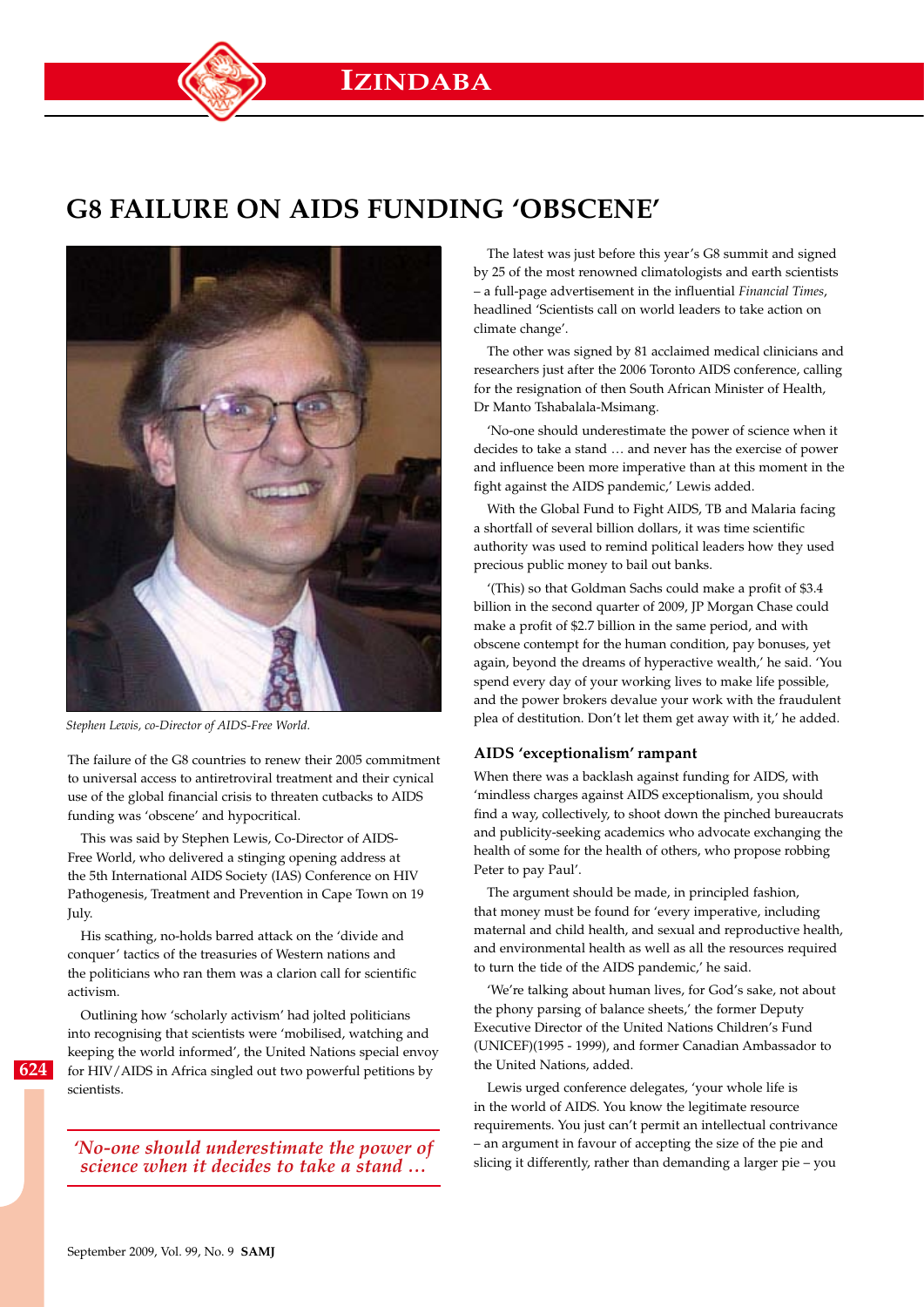# G8 FAILURE ON AIDS FUNDING 'OBSCENE'

*Stephen Lewis, co-Director of AIDS-Free World.*

The failure of the G8 countries to renew their 2005 commitment to universal access to antiretroviral treatment and their cynical use of the global financial crisis to threaten cutbacks to AIDS funding was 'obscene' and hypocritical.

This was said by Stephen Lewis, Co-Director of AIDS-Free World, who delivered a stinging opening address at the 5th International AIDS Society (IAS) Conference on HIV Pathogenesis, Treatment and Prevention in Cape Town on 19 July.

His scathing, no-holds barred attack on the 'divide and conquer' tactics of the treasuries of Western nations and the politicians who ran them was a clarion call for scientific activism.

Outlining how 'scholarly activism' had jolted politicians into recognising that scientists were 'mobilised, watching and keeping the world informed', the United Nations special envoy for HIV/AIDS in Africa singled out two powerful petitions by scientists.

*'No-one should underestimate the power of science when it decides to take a stand …*

The latest was just before this year's G8 summit and signed by 25 of the most renowned climatologists and earth scientists – a full-page advertisement in the influential *Financial Times*, headlined 'Scientists call on world leaders to take action on climate change'.

The other was signed by 81 acclaimed medical clinicians and researchers just after the 2006 Toronto AIDS conference, calling for the resignation of then South African Minister of Health, Dr Manto Tshabalala-Msimang.

'No-one should underestimate the power of science when it decides to take a stand … and never has the exercise of power and influence been more imperative than at this moment in the fight against the AIDS pandemic,' Lewis added.

With the Global Fund to Fight AIDS, TB and Malaria facing a shortfall of several billion dollars, it was time scientific authority was used to remind political leaders how they used precious public money to bail out banks.

'(This) so that Goldman Sachs could make a profit of $3.4 billion in the second quarter of 2009, JP Morgan Chase could make a profit of $2.7 billion in the same period, and with obscene contempt for the human condition, pay bonuses, yet again, beyond the dreams of hyperactive wealth,' he said. 'You spend every day of your working lives to make life possible, and the power brokers devalue your work with the fraudulent plea of destitution. Don't let them get away with it,' he added.

### AIDS 'exceptionalism' rampant

When there was a backlash against funding for AIDS, with 'mindless charges against AIDS exceptionalism, you should find a way, collectively, to shoot down the pinched bureaucrats and publicity-seeking academics who advocate exchanging the health of some for the health of others, who propose robbing Peter to pay Paul'.

The argument should be made, in principled fashion, that money must be found for 'every imperative, including maternal and child health, and sexual and reproductive health, and environmental health as well as all the resources required to turn the tide of the AIDS pandemic,' he said.

'We're talking about human lives, for God's sake, not about the phony parsing of balance sheets,' the former Deputy Executive Director of the United Nations Children's Fund (UNICEF)(1995 - 1999), and former Canadian Ambassador to the United Nations, added.

Lewis urged conference delegates, 'your whole life is in the world of AIDS. You know the legitimate resource requirements. You just can't permit an intellectual contrivance – an argument in favour of accepting the size of the pie and slicing it differently, rather than demanding a larger pie – you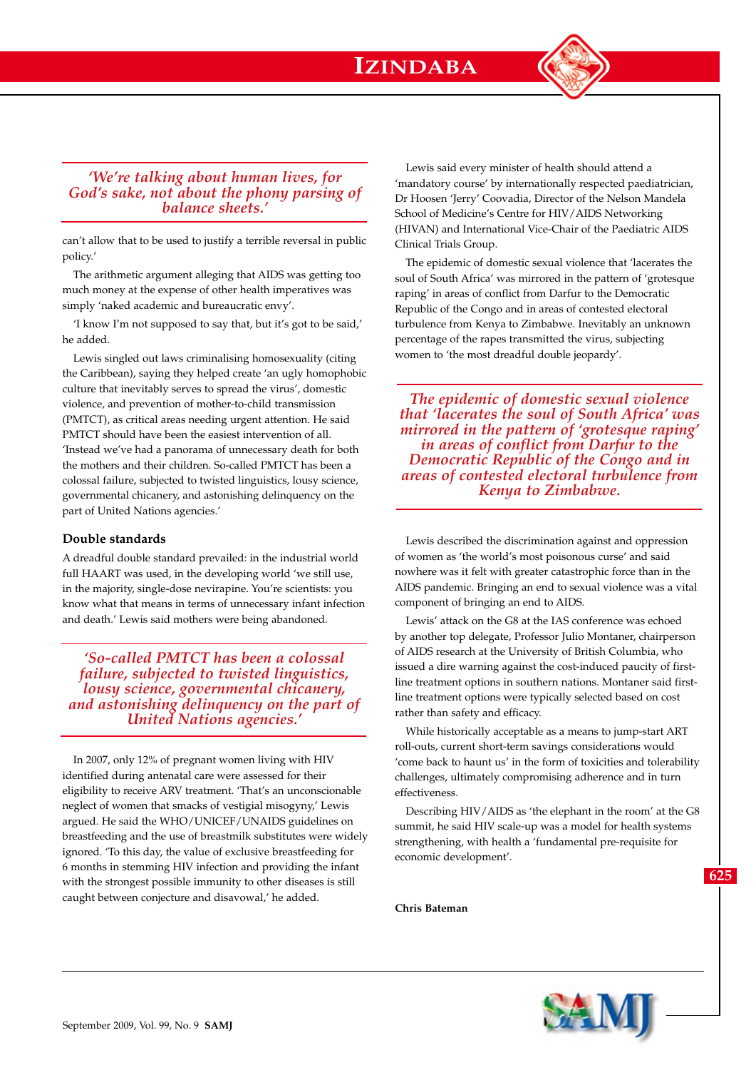*'We're talking about human lives, for God's sake, not about the phony parsing of balance sheets.'*

can't allow that to be used to justify a terrible reversal in public policy.'

The arithmetic argument alleging that AIDS was getting too much money at the expense of other health imperatives was simply 'naked academic and bureaucratic envy'.

'I know I'm not supposed to say that, but it's got to be said,' he added.

Lewis singled out laws criminalising homosexuality (citing the Caribbean), saying they helped create 'an ugly homophobic culture that inevitably serves to spread the virus', domestic violence, and prevention of mother-to-child transmission (PMTCT), as critical areas needing urgent attention. He said PMTCT should have been the easiest intervention of all. 'Instead we've had a panorama of unnecessary death for both the mothers and their children. So-called PMTCT has been a colossal failure, subjected to twisted linguistics, lousy science, governmental chicanery, and astonishing delinquency on the part of United Nations agencies.'

### Double standards

A dreadful double standard prevailed: in the industrial world full HAART was used, in the developing world 'we still use, in the majority, single-dose nevirapine. You're scientists: you know what that means in terms of unnecessary infant infection and death.' Lewis said mothers were being abandoned.

*'So-called PMTCT has been a colossal failure, subjected to twisted linguistics, lousy science, governmental chicanery, and astonishing delinquency on the part of United Nations agencies.'*

In 2007, only 12% of pregnant women living with HIV identified during antenatal care were assessed for their eligibility to receive ARV treatment. 'That's an unconscionable neglect of women that smacks of vestigial misogyny,' Lewis argued. He said the WHO/UNICEF/UNAIDS guidelines on breastfeeding and the use of breastmilk substitutes were widely ignored. 'To this day, the value of exclusive breastfeeding for 6 months in stemming HIV infection and providing the infant with the strongest possible immunity to other diseases is still caught between conjecture and disavowal,' he added.

Lewis said every minister of health should attend a 'mandatory course' by internationally respected paediatrician, Dr Hoosen 'Jerry' Coovadia, Director of the Nelson Mandela School of Medicine's Centre for HIV/AIDS Networking (HIVAN) and International Vice-Chair of the Paediatric AIDS Clinical Trials Group.

The epidemic of domestic sexual violence that 'lacerates the soul of South Africa' was mirrored in the pattern of 'grotesque raping' in areas of conflict from Darfur to the Democratic Republic of the Congo and in areas of contested electoral turbulence from Kenya to Zimbabwe. Inevitably an unknown percentage of the rapes transmitted the virus, subjecting women to 'the most dreadful double jeopardy'.

*The epidemic of domestic sexual violence that 'lacerates the soul of South Africa' was mirrored in the pattern of 'grotesque raping' in areas of conflict from Darfur to the Democratic Republic of the Congo and in areas of contested electoral turbulence from Kenya to Zimbabwe.*

Lewis described the discrimination against and oppression of women as 'the world's most poisonous curse' and said nowhere was it felt with greater catastrophic force than in the AIDS pandemic. Bringing an end to sexual violence was a vital component of bringing an end to AIDS.

Lewis' attack on the G8 at the IAS conference was echoed by another top delegate, Professor Julio Montaner, chairperson of AIDS research at the University of British Columbia, who issued a dire warning against the cost-induced paucity of first-line treatment options in southern nations. Montaner said first-line treatment options were typically selected based on cost rather than safety and efficacy.

While historically acceptable as a means to jump-start ART roll-outs, current short-term savings considerations would 'come back to haunt us' in the form of toxicities and tolerability challenges, ultimately compromising adherence and in turn effectiveness.

Describing HIV/AIDS as 'the elephant in the room' at the G8 summit, he said HIV scale-up was a model for health systems strengthening, with health a 'fundamental pre-requisite for economic development'.

**Chris Bateman**